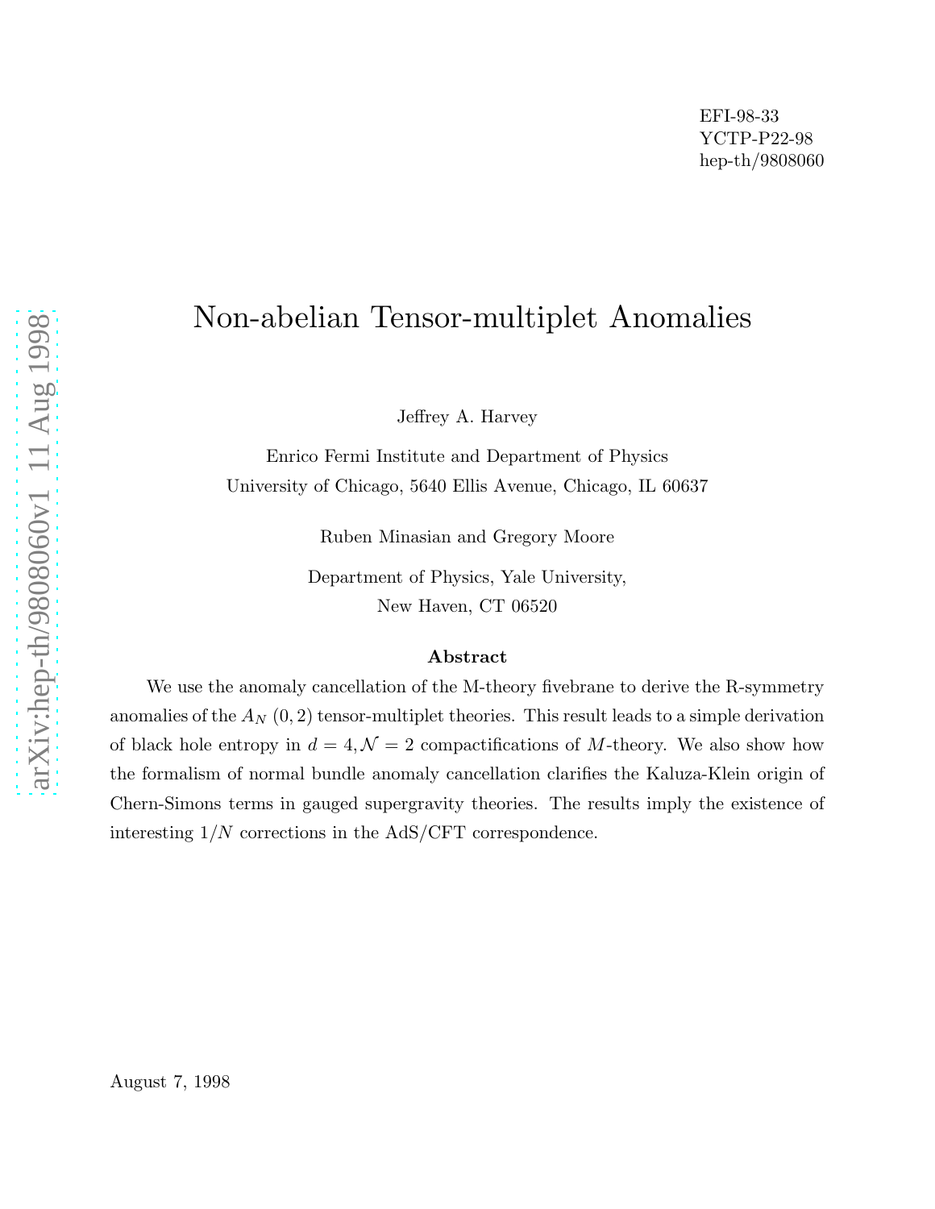EFI-98-33
YCTP-P22-98
hep-th/9808060

# Non-abelian Tensor-multiplet Anomalies

Jeffrey A. Harvey

Enrico Fermi Institute and Department of Physics
University of Chicago, 5640 Ellis Avenue, Chicago, IL 60637

Ruben Minasian and Gregory Moore

Department of Physics, Yale University,
New Haven, CT 06520

### Abstract

We use the anomaly cancellation of the M-theory fivebrane to derive the R-symmetry anomalies of the $A_N$ $(0,2)$ tensor-multiplet theories. This result leads to a simple derivation of black hole entropy in $d=4, \mathcal{N}=2$ compactifications of $M$-theory. We also show how the formalism of normal bundle anomaly cancellation clarifies the Kaluza-Klein origin of Chern-Simons terms in gauged supergravity theories. The results imply the existence of interesting $1/N$ corrections in the AdS/CFT correspondence.

August 7, 1998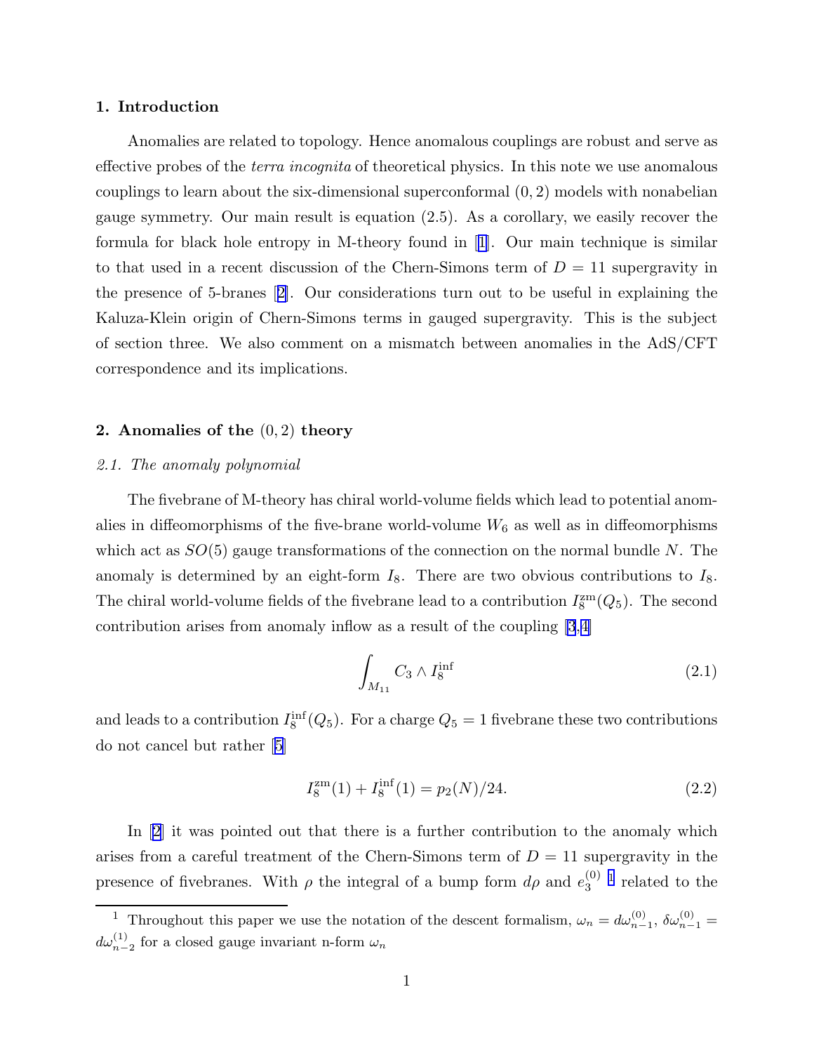## 1. Introduction

Anomalies are related to topology. Hence anomalous couplings are robust and serve as effective probes of the *terra incognita* of theoretical physics. In this note we use anomalous couplings to learn about the six-dimensional superconformal $(0,2)$ models with nonabelian gauge symmetry. Our main result is equation (2.5). As a corollary, we easily recover the formula for black hole entropy in M-theory found in [1]. Our main technique is similar to that used in a recent discussion of the Chern-Simons term of $D = 11$ supergravity in the presence of 5-branes [2]. Our considerations turn out to be useful in explaining the Kaluza-Klein origin of Chern-Simons terms in gauged supergravity. This is the subject of section three. We also comment on a mismatch between anomalies in the AdS/CFT correspondence and its implications.

## 2. Anomalies of the $(0,2)$ theory

### *2.1. The anomaly polynomial*

The fivebrane of M-theory has chiral world-volume fields which lead to potential anomalies in diffeomorphisms of the five-brane world-volume $W_6$ as well as in diffeomorphisms which act as $SO(5)$ gauge transformations of the connection on the normal bundle $N$. The anomaly is determined by an eight-form $I_8$. There are two obvious contributions to $I_8$. The chiral world-volume fields of the fivebrane lead to a contribution $I_8^{\rm zm}(Q_5)$. The second contribution arises from anomaly inflow as a result of the coupling [3,4]

$$\int_{M_{11}} C_3 \wedge I_8^{\rm inf} \tag{2.1}$$

and leads to a contribution $I_8^{\rm inf}(Q_5)$. For a charge $Q_5 = 1$ fivebrane these two contributions do not cancel but rather [5]

$$I_8^{\rm zm}(1) + I_8^{\rm inf}(1) = p_2(N)/24. \tag{2.2}$$

In [2] it was pointed out that there is a further contribution to the anomaly which arises from a careful treatment of the Chern-Simons term of $D = 11$ supergravity in the presence of fivebranes. With $\rho$ the integral of a bump form $d\rho$ and $e_3^{(0)}$ [1] related to the

[1] Throughout this paper we use the notation of the descent formalism, $\omega_n = d\omega_{n-1}^{(0)}$, $\delta\omega_{n-1}^{(0)} = d\omega_{n-2}^{(1)}$ for a closed gauge invariant n-form $\omega_n$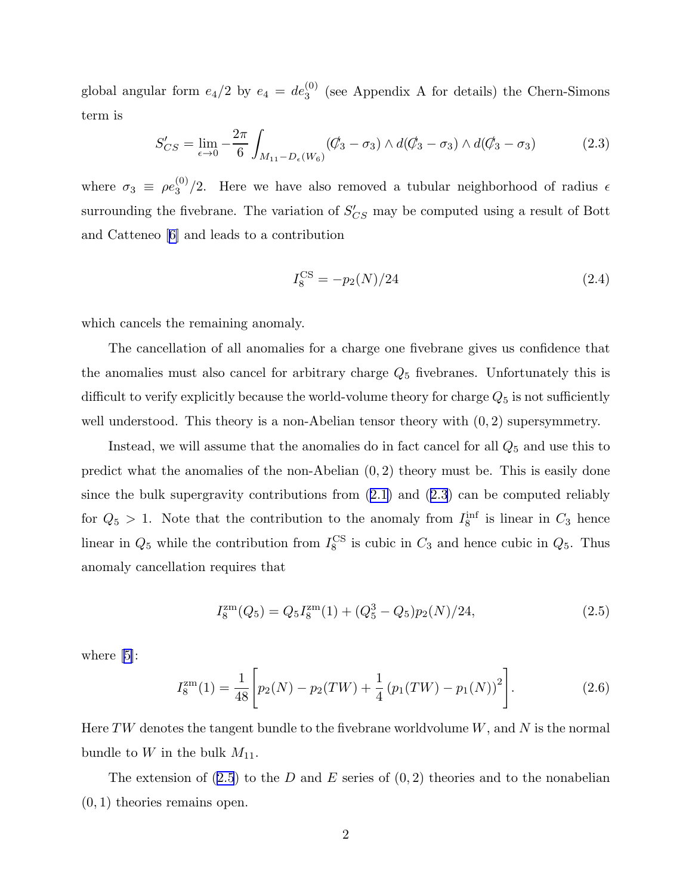global angular form $e_4/2$ by $e_4 = de_3^{(0)}$ (see Appendix A for details) the Chern-Simons term is

$$S'_{CS} = \lim_{\epsilon \to 0} -\frac{2\pi}{6} \int_{M_{11} - D_\epsilon(W_6)} (C\!\!\!/_3 - \sigma_3) \wedge d(C\!\!\!/_3 - \sigma_3) \wedge d(C\!\!\!/_3 - \sigma_3) \tag{2.3}$$

where $\sigma_3 \equiv \rho e_3^{(0)}/2$. Here we have also removed a tubular neighborhood of radius $\epsilon$ surrounding the fivebrane. The variation of $S'_{CS}$ may be computed using a result of Bott and Catteneo [6] and leads to a contribution

$$I_8^{\rm CS} = -p_2(N)/24 \tag{2.4}$$

which cancels the remaining anomaly.

The cancellation of all anomalies for a charge one fivebrane gives us confidence that the anomalies must also cancel for arbitrary charge $Q_5$ fivebranes. Unfortunately this is difficult to verify explicitly because the world-volume theory for charge $Q_5$ is not sufficiently well understood. This theory is a non-Abelian tensor theory with $(0,2)$ supersymmetry.

Instead, we will assume that the anomalies do in fact cancel for all $Q_5$ and use this to predict what the anomalies of the non-Abelian $(0,2)$ theory must be. This is easily done since the bulk supergravity contributions from (2.1) and (2.3) can be computed reliably for $Q_5 > 1$. Note that the contribution to the anomaly from $I_8^{\rm inf}$ is linear in $C_3$ hence linear in $Q_5$ while the contribution from $I_8^{\rm CS}$ is cubic in $C_3$ and hence cubic in $Q_5$. Thus anomaly cancellation requires that

$$I_8^{\rm zm}(Q_5) = Q_5 I_8^{\rm zm}(1) + (Q_5^3 - Q_5) p_2(N)/24, \tag{2.5}$$

where [5]:

$$I_8^{\rm zm}(1) = \frac{1}{48}\left[ p_2(N) - p_2(TW) + \frac{1}{4}\left(p_1(TW) - p_1(N)\right)^2 \right]. \tag{2.6}$$

Here $TW$ denotes the tangent bundle to the fivebrane worldvolume $W$, and $N$ is the normal bundle to $W$ in the bulk $M_{11}$.

The extension of (2.5) to the $D$ and $E$ series of $(0,2)$ theories and to the nonabelian $(0,1)$ theories remains open.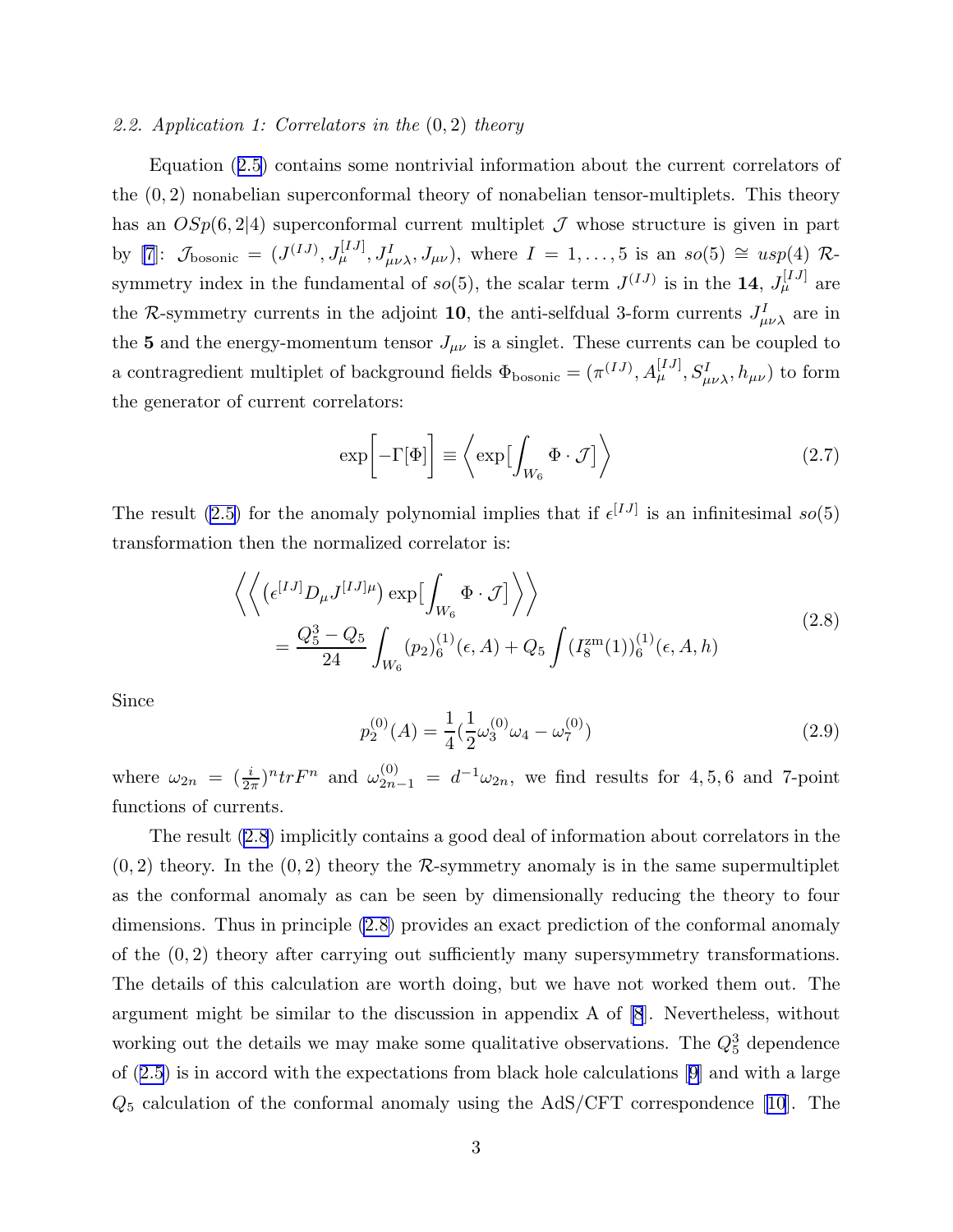*2.2. Application 1: Correlators in the $(0,2)$ theory*

Equation (2.5) contains some nontrivial information about the current correlators of the $(0,2)$ nonabelian superconformal theory of nonabelian tensor-multiplets. This theory has an $OSp(6,2|4)$ superconformal current multiplet $\mathcal{J}$ whose structure is given in part by [7]: $\mathcal{J}_{\rm bosonic} = (J^{(IJ)}, J_\mu^{[IJ]}, J^I_{\mu\nu\lambda}, J_{\mu\nu})$, where $I = 1,\dots,5$ is an $so(5) \cong usp(4)$ $\mathcal{R}$-symmetry index in the fundamental of $so(5)$, the scalar term $J^{(IJ)}$ is in the $\mathbf{14}$, $J_\mu^{[IJ]}$ are the $\mathcal{R}$-symmetry currents in the adjoint $\mathbf{10}$, the anti-selfdual 3-form currents $J^I_{\mu\nu\lambda}$ are in the $\mathbf{5}$ and the energy-momentum tensor $J_{\mu\nu}$ is a singlet. These currents can be coupled to a contragredient multiplet of background fields $\Phi_{\rm bosonic} = (\pi^{(IJ)}, A_\mu^{[IJ]}, S^I_{\mu\nu\lambda}, h_{\mu\nu})$ to form the generator of current correlators:

$$\exp\Big[-\Gamma[\Phi]\Big] \equiv \Big\langle \exp\big[\int_{W_6} \Phi\cdot\mathcal{J}\big]\Big\rangle \tag{2.7}$$

The result (2.5) for the anomaly polynomial implies that if $\epsilon^{[IJ]}$ is an infinitesimal $so(5)$ transformation then the normalized correlator is:

$$\begin{aligned}
&\Big\langle\Big\langle \big(\epsilon^{[IJ]} D_\mu J^{[IJ]\mu}\big)\exp\big[\int_{W_6}\Phi\cdot\mathcal{J}\big]\Big\rangle\Big\rangle \\
&\qquad = \frac{Q_5^3 - Q_5}{24}\int_{W_6}(p_2)_6^{(1)}(\epsilon, A) + Q_5\int (I_8^{\rm zm}(1))_6^{(1)}(\epsilon, A, h)
\end{aligned}\tag{2.8}$$

Since

$$p_2^{(0)}(A) = \frac{1}{4}\big(\frac{1}{2}\omega_3^{(0)}\omega_4 - \omega_7^{(0)}\big) \tag{2.9}$$

where $\omega_{2n} = (\frac{i}{2\pi})^n tr F^n$ and $\omega_{2n-1}^{(0)} = d^{-1}\omega_{2n}$, we find results for 4, 5, 6 and 7-point functions of currents.

The result (2.8) implicitly contains a good deal of information about correlators in the $(0,2)$ theory. In the $(0,2)$ theory the $\mathcal{R}$-symmetry anomaly is in the same supermultiplet as the conformal anomaly as can be seen by dimensionally reducing the theory to four dimensions. Thus in principle (2.8) provides an exact prediction of the conformal anomaly of the $(0,2)$ theory after carrying out sufficiently many supersymmetry transformations. The details of this calculation are worth doing, but we have not worked them out. The argument might be similar to the discussion in appendix A of [8]. Nevertheless, without working out the details we may make some qualitative observations. The $Q_5^3$ dependence of (2.5) is in accord with the expectations from black hole calculations [9] and with a large $Q_5$ calculation of the conformal anomaly using the AdS/CFT correspondence [10]. The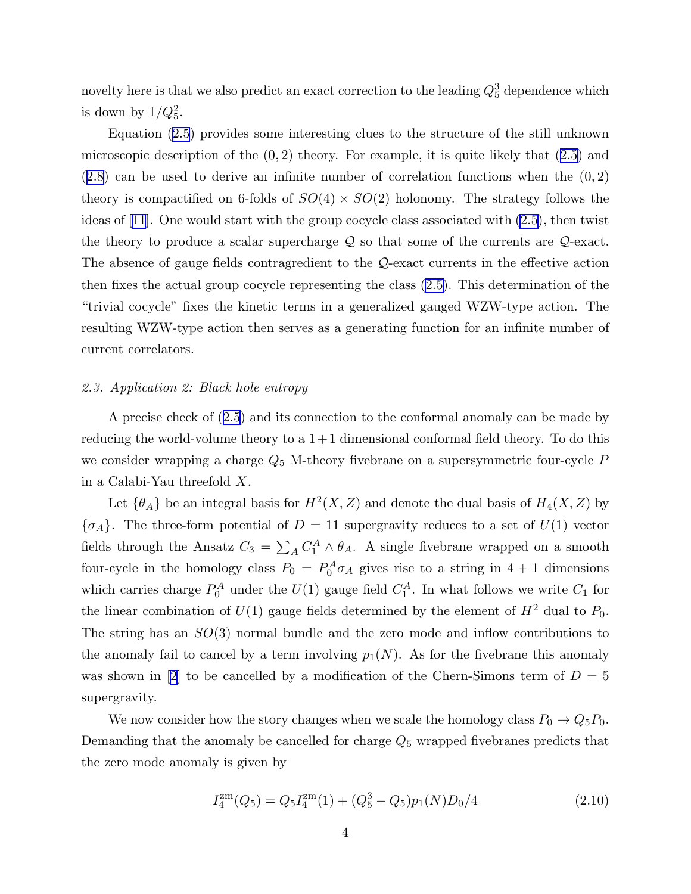novelty here is that we also predict an exact correction to the leading $Q_5^3$ dependence which is down by $1/Q_5^2$.

Equation (2.5) provides some interesting clues to the structure of the still unknown microscopic description of the $(0,2)$ theory. For example, it is quite likely that (2.5) and (2.8) can be used to derive an infinite number of correlation functions when the $(0,2)$ theory is compactified on 6-folds of $SO(4) \times SO(2)$ holonomy. The strategy follows the ideas of [11]. One would start with the group cocycle class associated with (2.5), then twist the theory to produce a scalar supercharge $\mathcal{Q}$ so that some of the currents are $\mathcal{Q}$-exact. The absence of gauge fields contragredient to the $\mathcal{Q}$-exact currents in the effective action then fixes the actual group cocycle representing the class (2.5). This determination of the "trivial cocycle" fixes the kinetic terms in a generalized gauged WZW-type action. The resulting WZW-type action then serves as a generating function for an infinite number of current correlators.

### *2.3. Application 2: Black hole entropy*

A precise check of (2.5) and its connection to the conformal anomaly can be made by reducing the world-volume theory to a $1+1$ dimensional conformal field theory. To do this we consider wrapping a charge $Q_5$ M-theory fivebrane on a supersymmetric four-cycle $P$ in a Calabi-Yau threefold $X$.

Let $\{\theta_A\}$ be an integral basis for $H^2(X,Z)$ and denote the dual basis of $H_4(X,Z)$ by $\{\sigma_A\}$. The three-form potential of $D=11$ supergravity reduces to a set of $U(1)$ vector fields through the Ansatz $C_3 = \sum_A C_1^A \wedge \theta_A$. A single fivebrane wrapped on a smooth four-cycle in the homology class $P_0 = P_0^A \sigma_A$ gives rise to a string in $4+1$ dimensions which carries charge $P_0^A$ under the $U(1)$ gauge field $C_1^A$. In what follows we write $C_1$ for the linear combination of $U(1)$ gauge fields determined by the element of $H^2$ dual to $P_0$. The string has an $SO(3)$ normal bundle and the zero mode and inflow contributions to the anomaly fail to cancel by a term involving $p_1(N)$. As for the fivebrane this anomaly was shown in [2] to be cancelled by a modification of the Chern-Simons term of $D=5$ supergravity.

We now consider how the story changes when we scale the homology class $P_0 \to Q_5 P_0$. Demanding that the anomaly be cancelled for charge $Q_5$ wrapped fivebranes predicts that the zero mode anomaly is given by

$$I_4^{\rm zm}(Q_5) = Q_5 I_4^{\rm zm}(1) + (Q_5^3 - Q_5) p_1(N) D_0/4 \tag{2.10}$$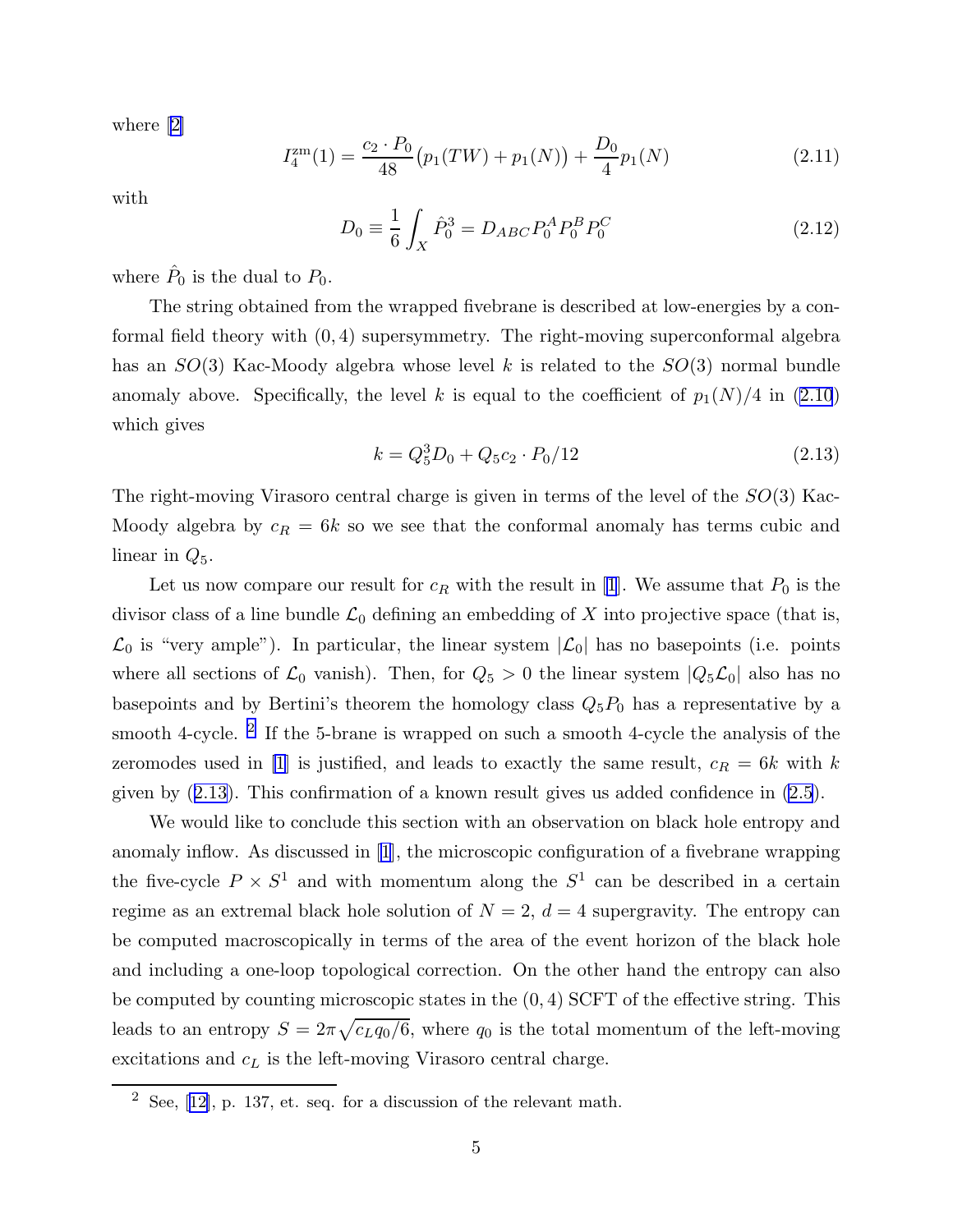where [2]

$$I_4^{\rm zm}(1) = \frac{c_2 \cdot P_0}{48}\big(p_1(TW) + p_1(N)\big) + \frac{D_0}{4} p_1(N) \tag{2.11}$$

with

$$D_0 \equiv \frac{1}{6}\int_X \hat{P}_0^3 = D_{ABC} P_0^A P_0^B P_0^C \tag{2.12}$$

where $\hat{P}_0$ is the dual to $P_0$.

The string obtained from the wrapped fivebrane is described at low-energies by a conformal field theory with $(0,4)$ supersymmetry. The right-moving superconformal algebra has an $SO(3)$ Kac-Moody algebra whose level $k$ is related to the $SO(3)$ normal bundle anomaly above. Specifically, the level $k$ is equal to the coefficient of $p_1(N)/4$ in (2.10) which gives

$$k = Q_5^3 D_0 + Q_5 c_2 \cdot P_0/12 \tag{2.13}$$

The right-moving Virasoro central charge is given in terms of the level of the $SO(3)$ Kac-Moody algebra by $c_R = 6k$ so we see that the conformal anomaly has terms cubic and linear in $Q_5$.

Let us now compare our result for $c_R$ with the result in [1]. We assume that $P_0$ is the divisor class of a line bundle $\mathcal{L}_0$ defining an embedding of $X$ into projective space (that is, $\mathcal{L}_0$ is "very ample"). In particular, the linear system $|\mathcal{L}_0|$ has no basepoints (i.e. points where all sections of $\mathcal{L}_0$ vanish). Then, for $Q_5 > 0$ the linear system $|Q_5 \mathcal{L}_0|$ also has no basepoints and by Bertini's theorem the homology class $Q_5 P_0$ has a representative by a smooth 4-cycle. [2] If the 5-brane is wrapped on such a smooth 4-cycle the analysis of the zeromodes used in [1] is justified, and leads to exactly the same result, $c_R = 6k$ with $k$ given by (2.13). This confirmation of a known result gives us added confidence in (2.5).

We would like to conclude this section with an observation on black hole entropy and anomaly inflow. As discussed in [1], the microscopic configuration of a fivebrane wrapping the five-cycle $P \times S^1$ and with momentum along the $S^1$ can be described in a certain regime as an extremal black hole solution of $N=2$, $d=4$ supergravity. The entropy can be computed macroscopically in terms of the area of the event horizon of the black hole and including a one-loop topological correction. On the other hand the entropy can also be computed by counting microscopic states in the $(0,4)$ SCFT of the effective string. This leads to an entropy $S = 2\pi\sqrt{c_L q_0/6}$, where $q_0$ is the total momentum of the left-moving excitations and $c_L$ is the left-moving Virasoro central charge.

[2] See, [12], p. 137, et. seq. for a discussion of the relevant math.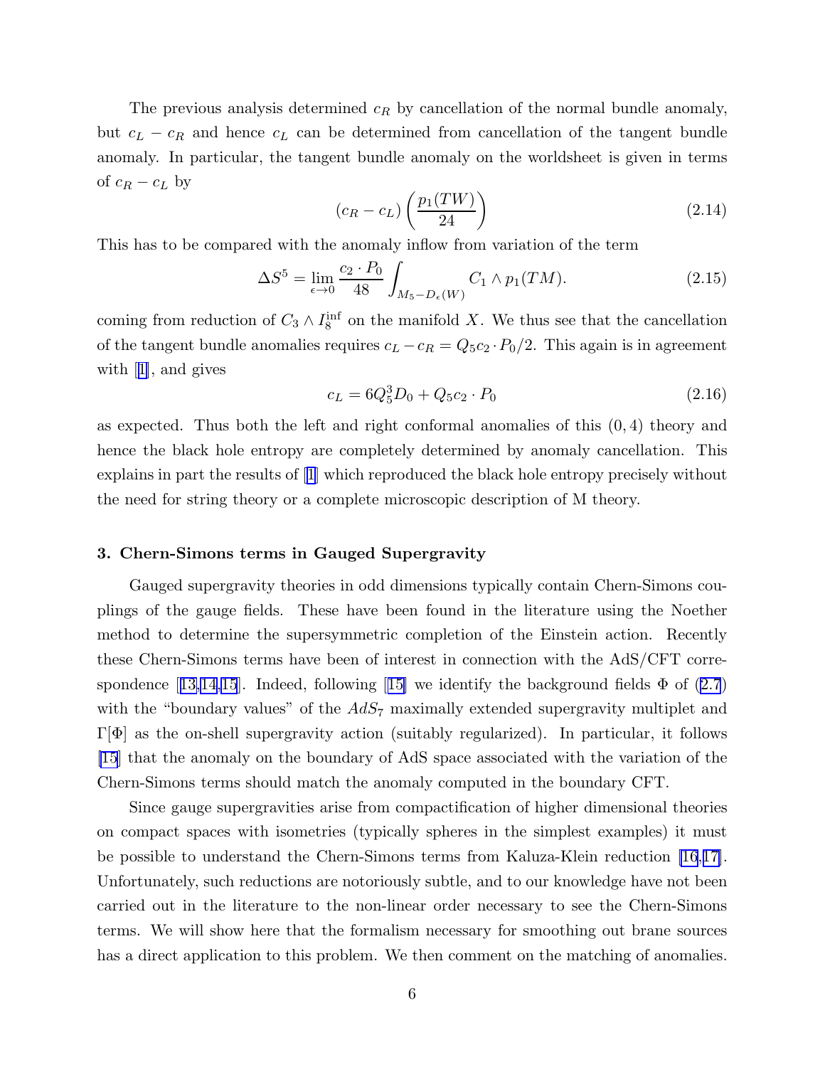The previous analysis determined $c_R$ by cancellation of the normal bundle anomaly, but $c_L - c_R$ and hence $c_L$ can be determined from cancellation of the tangent bundle anomaly. In particular, the tangent bundle anomaly on the worldsheet is given in terms of $c_R - c_L$ by

$$(c_R - c_L)\left(\frac{p_1(TW)}{24}\right) \tag{2.14}$$

This has to be compared with the anomaly inflow from variation of the term

$$\Delta S^5 = \lim_{\epsilon \to 0} \frac{c_2 \cdot P_0}{48} \int_{M_5 - D_\epsilon(W)} C_1 \wedge p_1(TM). \tag{2.15}$$

coming from reduction of $C_3 \wedge I_8^{\mathrm{inf}}$ on the manifold $X$. We thus see that the cancellation of the tangent bundle anomalies requires $c_L - c_R = Q_5 c_2 \cdot P_0/2$. This again is in agreement with [1], and gives

$$c_L = 6Q_5^3 D_0 + Q_5 c_2 \cdot P_0 \tag{2.16}$$

as expected. Thus both the left and right conformal anomalies of this $(0,4)$ theory and hence the black hole entropy are completely determined by anomaly cancellation. This explains in part the results of [1] which reproduced the black hole entropy precisely without the need for string theory or a complete microscopic description of M theory.

### 3. Chern-Simons terms in Gauged Supergravity

Gauged supergravity theories in odd dimensions typically contain Chern-Simons couplings of the gauge fields. These have been found in the literature using the Noether method to determine the supersymmetric completion of the Einstein action. Recently these Chern-Simons terms have been of interest in connection with the AdS/CFT correspondence [13,14,15]. Indeed, following [15] we identify the background fields $\Phi$ of (2.7) with the "boundary values" of the $AdS_7$ maximally extended supergravity multiplet and $\Gamma[\Phi]$ as the on-shell supergravity action (suitably regularized). In particular, it follows [15] that the anomaly on the boundary of AdS space associated with the variation of the Chern-Simons terms should match the anomaly computed in the boundary CFT.

Since gauge supergravities arise from compactification of higher dimensional theories on compact spaces with isometries (typically spheres in the simplest examples) it must be possible to understand the Chern-Simons terms from Kaluza-Klein reduction [16,17]. Unfortunately, such reductions are notoriously subtle, and to our knowledge have not been carried out in the literature to the non-linear order necessary to see the Chern-Simons terms. We will show here that the formalism necessary for smoothing out brane sources has a direct application to this problem. We then comment on the matching of anomalies.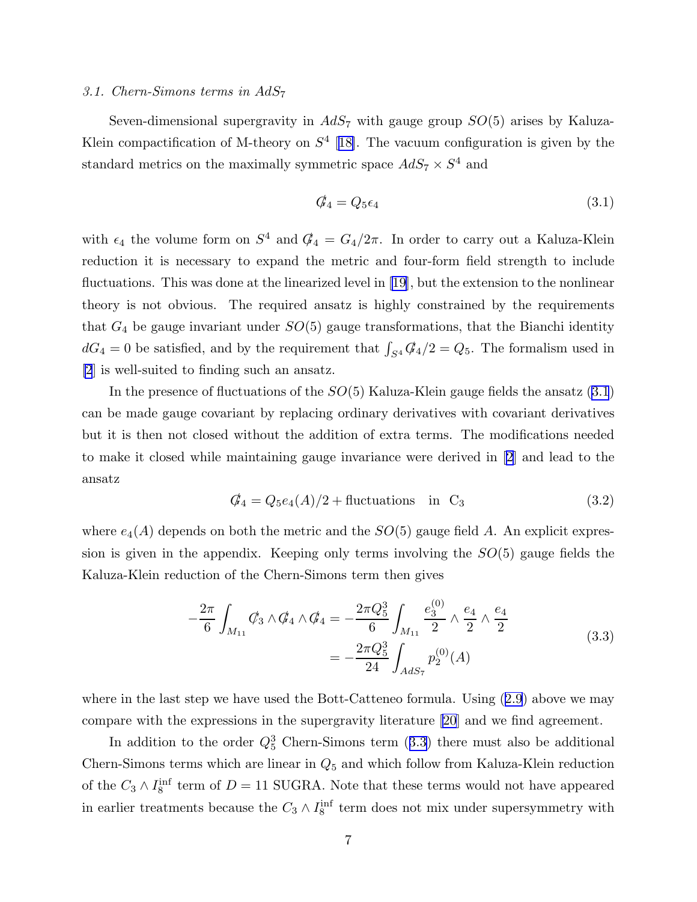*3.1. Chern-Simons terms in $AdS_7$*

Seven-dimensional supergravity in $AdS_7$ with gauge group $SO(5)$ arises by Kaluza-Klein compactification of M-theory on $S^4$ [18]. The vacuum configuration is given by the standard metrics on the maximally symmetric space $AdS_7 \times S^4$ and

$$
\not{G}_4 = Q_5 \epsilon_4 \tag{3.1}
$$

with $\epsilon_4$ the volume form on $S^4$ and $\not{G}_4 = G_4/2\pi$. In order to carry out a Kaluza-Klein reduction it is necessary to expand the metric and four-form field strength to include fluctuations. This was done at the linearized level in [19], but the extension to the nonlinear theory is not obvious. The required ansatz is highly constrained by the requirements that $G_4$ be gauge invariant under $SO(5)$ gauge transformations, that the Bianchi identity $dG_4 = 0$ be satisfied, and by the requirement that $\int_{S^4} \not{G}_4/2 = Q_5$. The formalism used in [2] is well-suited to finding such an ansatz.

In the presence of fluctuations of the $SO(5)$ Kaluza-Klein gauge fields the ansatz (3.1) can be made gauge covariant by replacing ordinary derivatives with covariant derivatives but it is then not closed without the addition of extra terms. The modifications needed to make it closed while maintaining gauge invariance were derived in [2] and lead to the ansatz

$$
\not{G}_4 = Q_5 e_4(A)/2 + \text{fluctuations} \quad \text{in } \mathrm{C}_3 \tag{3.2}
$$

where $e_4(A)$ depends on both the metric and the $SO(5)$ gauge field $A$. An explicit expression is given in the appendix. Keeping only terms involving the $SO(5)$ gauge fields the Kaluza-Klein reduction of the Chern-Simons term then gives

$$
\begin{aligned}
-\frac{2\pi}{6} \int_{M_{11}} \not{C}_3 \wedge \not{G}_4 \wedge \not{G}_4 &= -\frac{2\pi Q_5^3}{6} \int_{M_{11}} \frac{e_3^{(0)}}{2} \wedge \frac{e_4}{2} \wedge \frac{e_4}{2} \\
&= -\frac{2\pi Q_5^3}{24} \int_{AdS_7} p_2^{(0)}(A)
\end{aligned} \tag{3.3}
$$

where in the last step we have used the Bott-Catteneo formula. Using (2.9) above we may compare with the expressions in the supergravity literature [20] and we find agreement.

In addition to the order $Q_5^3$ Chern-Simons term (3.3) there must also be additional Chern-Simons terms which are linear in $Q_5$ and which follow from Kaluza-Klein reduction of the $C_3 \wedge I_8^{\mathrm{inf}}$ term of $D = 11$ SUGRA. Note that these terms would not have appeared in earlier treatments because the $C_3 \wedge I_8^{\mathrm{inf}}$ term does not mix under supersymmetry with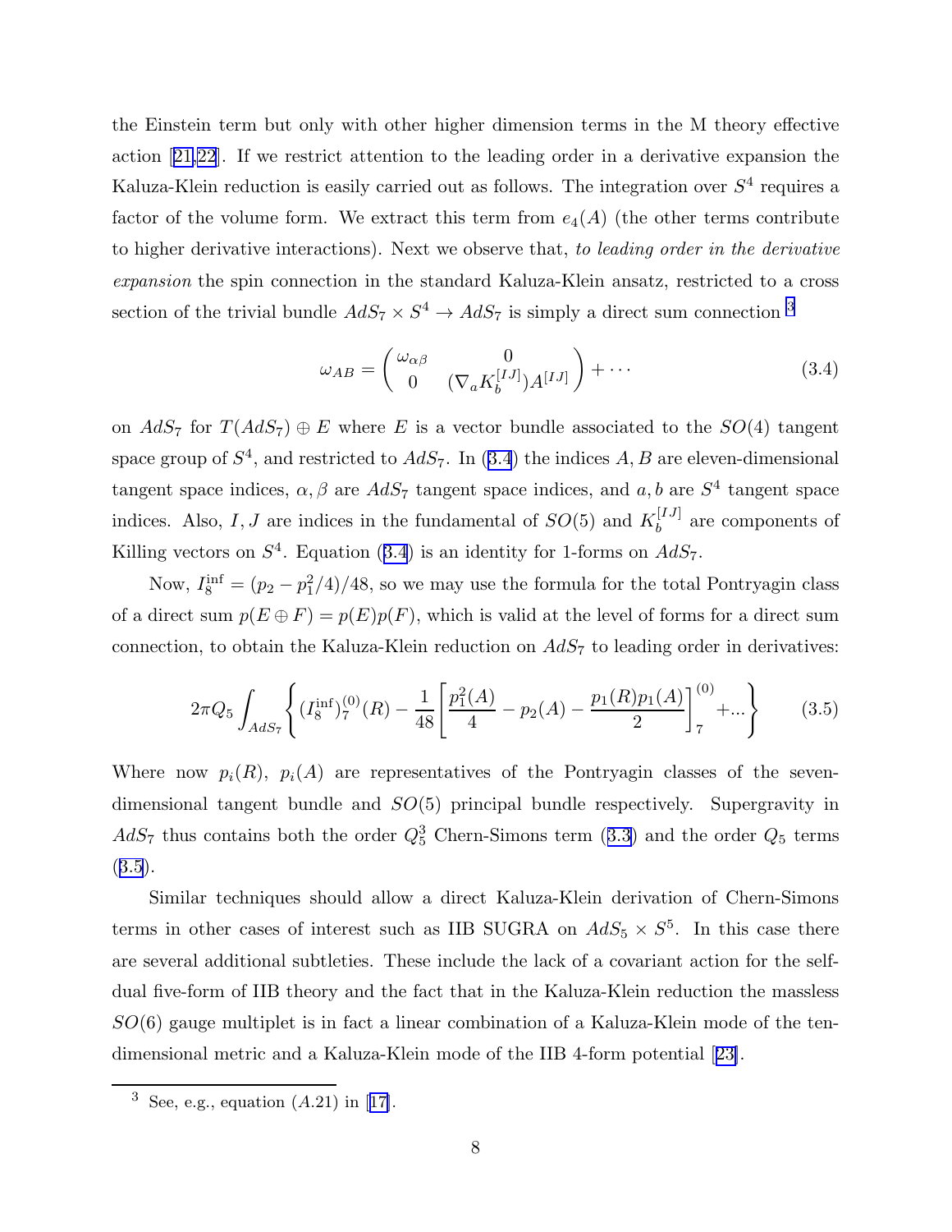the Einstein term but only with other higher dimension terms in the M theory effective action [21,22]. If we restrict attention to the leading order in a derivative expansion the Kaluza-Klein reduction is easily carried out as follows. The integration over $S^4$ requires a factor of the volume form. We extract this term from $e_4(A)$ (the other terms contribute to higher derivative interactions). Next we observe that, *to leading order in the derivative expansion* the spin connection in the standard Kaluza-Klein ansatz, restricted to a cross section of the trivial bundle $AdS_7 \times S^4 \to AdS_7$ is simply a direct sum connection [3]

$$\omega_{AB} = \begin{pmatrix} \omega_{\alpha\beta} & 0 \\ 0 & (\nabla_a K_b^{[IJ]}) A^{[IJ]} \end{pmatrix} + \cdots \tag{3.4}$$

on $AdS_7$ for $T(AdS_7) \oplus E$ where $E$ is a vector bundle associated to the $SO(4)$ tangent space group of $S^4$, and restricted to $AdS_7$. In (3.4) the indices $A, B$ are eleven-dimensional tangent space indices, $\alpha, \beta$ are $AdS_7$ tangent space indices, and $a, b$ are $S^4$ tangent space indices. Also, $I, J$ are indices in the fundamental of $SO(5)$ and $K_b^{[IJ]}$ are components of Killing vectors on $S^4$. Equation (3.4) is an identity for 1-forms on $AdS_7$.

Now, $I_8^{\rm inf} = (p_2 - p_1^2/4)/48$, so we may use the formula for the total Pontryagin class of a direct sum $p(E \oplus F) = p(E)p(F)$, which is valid at the level of forms for a direct sum connection, to obtain the Kaluza-Klein reduction on $AdS_7$ to leading order in derivatives:

$$2\pi Q_5 \int_{AdS_7} \left\{ (I_8^{\rm inf})_7^{(0)}(R) - \frac{1}{48}\left[\frac{p_1^2(A)}{4} - p_2(A) - \frac{p_1(R)p_1(A)}{2}\right]_7^{(0)} + ... \right\} \tag{3.5}$$

Where now $p_i(R)$, $p_i(A)$ are representatives of the Pontryagin classes of the seven-dimensional tangent bundle and $SO(5)$ principal bundle respectively. Supergravity in $AdS_7$ thus contains both the order $Q_5^3$ Chern-Simons term (3.3) and the order $Q_5$ terms (3.5).

Similar techniques should allow a direct Kaluza-Klein derivation of Chern-Simons terms in other cases of interest such as IIB SUGRA on $AdS_5 \times S^5$. In this case there are several additional subtleties. These include the lack of a covariant action for the self-dual five-form of IIB theory and the fact that in the Kaluza-Klein reduction the massless $SO(6)$ gauge multiplet is in fact a linear combination of a Kaluza-Klein mode of the ten-dimensional metric and a Kaluza-Klein mode of the IIB 4-form potential [23].

---

[3] See, e.g., equation $(A.21)$ in [17].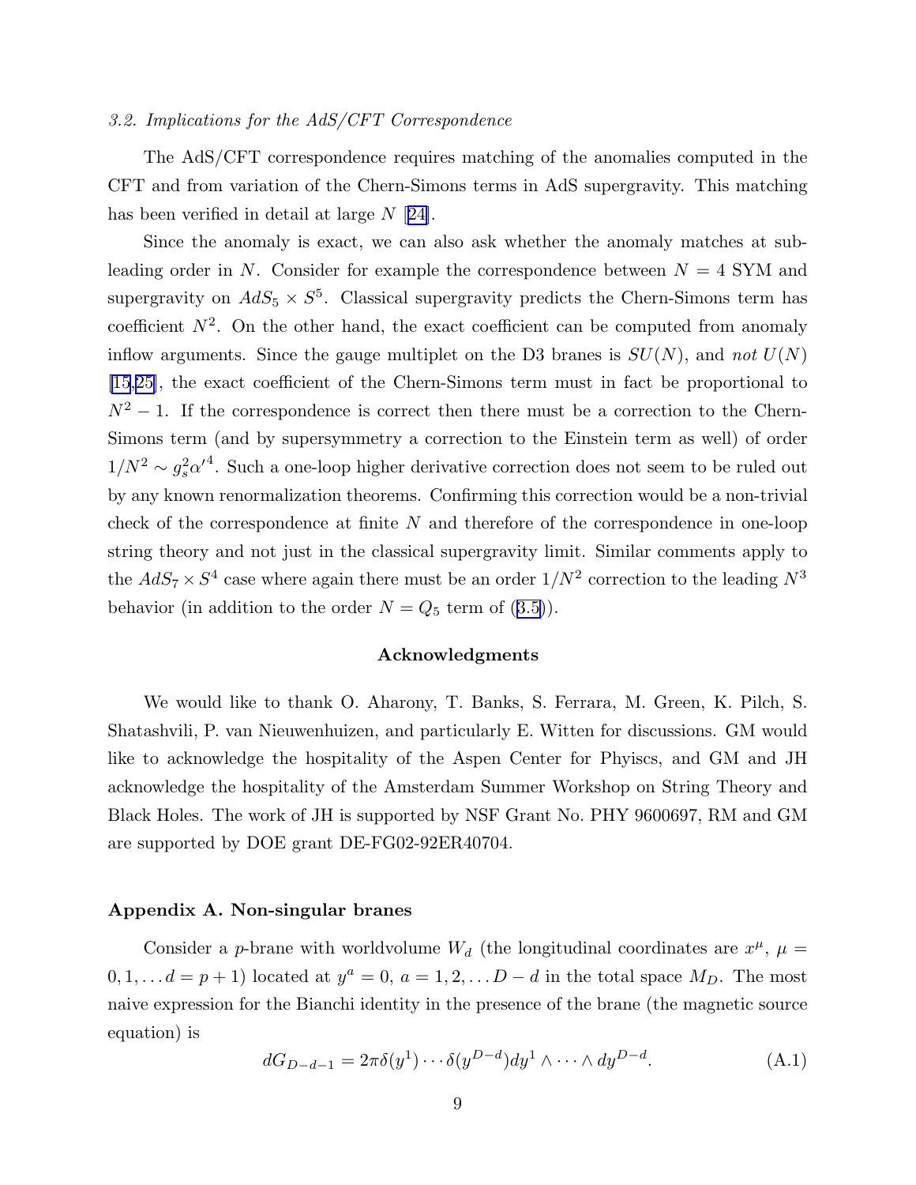### 3.2. Implications for the AdS/CFT Correspondence

The AdS/CFT correspondence requires matching of the anomalies computed in the CFT and from variation of the Chern-Simons terms in AdS supergravity. This matching has been verified in detail at large $N$ [24].

Since the anomaly is exact, we can also ask whether the anomaly matches at sub-leading order in $N$. Consider for example the correspondence between $N = 4$ SYM and supergravity on $AdS_5 \times S^5$. Classical supergravity predicts the Chern-Simons term has coefficient $N^2$. On the other hand, the exact coefficient can be computed from anomaly inflow arguments. Since the gauge multiplet on the D3 branes is $SU(N)$, and *not* $U(N)$ [15,25], the exact coefficient of the Chern-Simons term must in fact be proportional to $N^2 - 1$. If the correspondence is correct then there must be a correction to the Chern-Simons term (and by supersymmetry a correction to the Einstein term as well) of order $1/N^2 \sim g_s^2 \alpha'^4$. Such a one-loop higher derivative correction does not seem to be ruled out by any known renormalization theorems. Confirming this correction would be a non-trivial check of the correspondence at finite $N$ and therefore of the correspondence in one-loop string theory and not just in the classical supergravity limit. Similar comments apply to the $AdS_7 \times S^4$ case where again there must be an order $1/N^2$ correction to the leading $N^3$ behavior (in addition to the order $N = Q_5$ term of (3.5)).

### Acknowledgments

We would like to thank O. Aharony, T. Banks, S. Ferrara, M. Green, K. Pilch, S. Shatashvili, P. van Nieuwenhuizen, and particularly E. Witten for discussions. GM would like to acknowledge the hospitality of the Aspen Center for Phyiscs, and GM and JH acknowledge the hospitality of the Amsterdam Summer Workshop on String Theory and Black Holes. The work of JH is supported by NSF Grant No. PHY 9600697, RM and GM are supported by DOE grant DE-FG02-92ER40704.

## Appendix A. Non-singular branes

Consider a $p$-brane with worldvolume $W_d$ (the longitudinal coordinates are $x^\mu$, $\mu = 0, 1, \ldots d = p + 1$) located at $y^a = 0$, $a = 1, 2, \ldots D - d$ in the total space $M_D$. The most naive expression for the Bianchi identity in the presence of the brane (the magnetic source equation) is

$$dG_{D-d-1} = 2\pi \delta(y^1) \cdots \delta(y^{D-d}) dy^1 \wedge \cdots \wedge dy^{D-d}. \tag{A.1}$$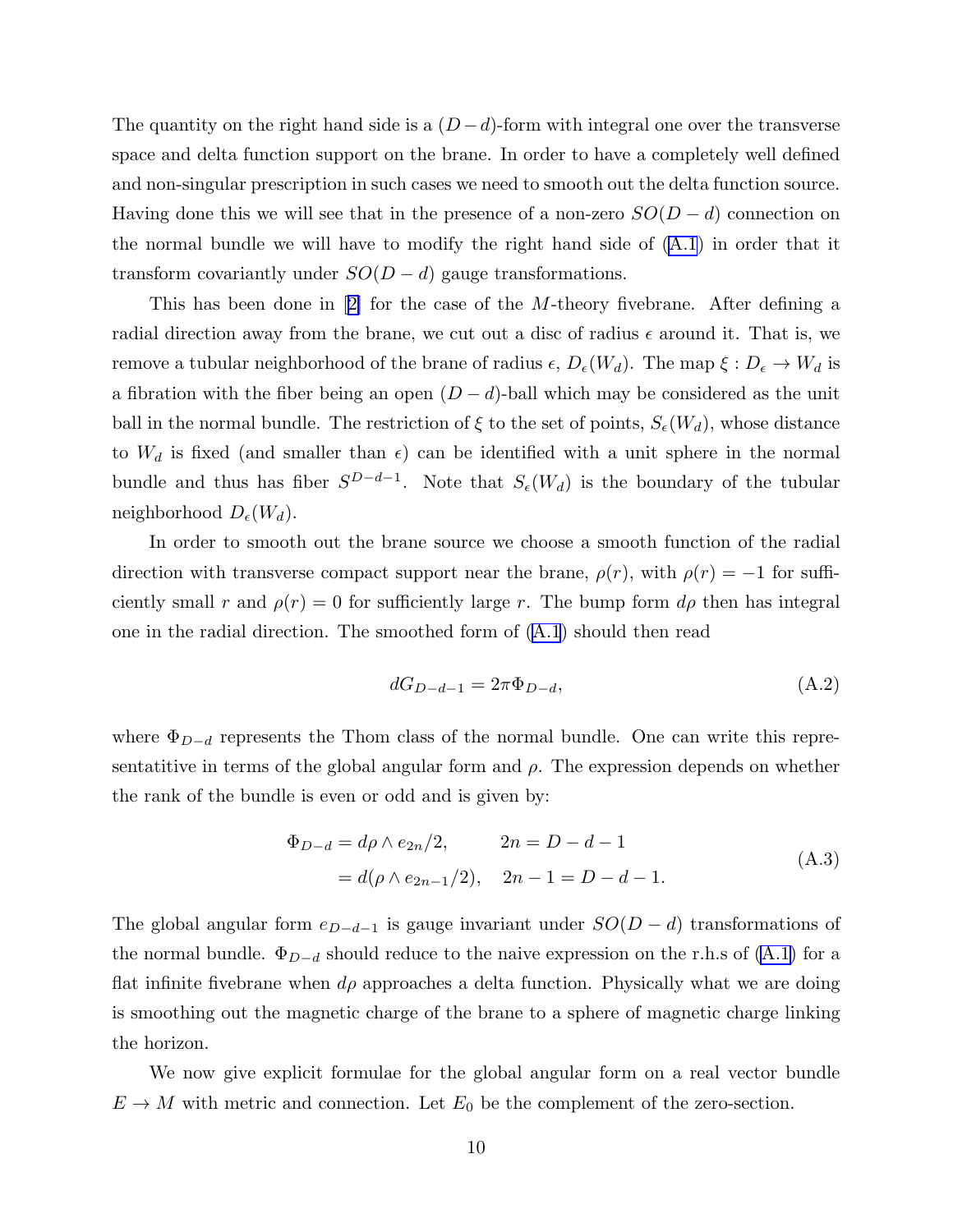The quantity on the right hand side is a $(D-d)$-form with integral one over the transverse space and delta function support on the brane. In order to have a completely well defined and non-singular prescription in such cases we need to smooth out the delta function source. Having done this we will see that in the presence of a non-zero $SO(D-d)$ connection on the normal bundle we will have to modify the right hand side of (A.1) in order that it transform covariantly under $SO(D-d)$ gauge transformations.

This has been done in [2] for the case of the $M$-theory fivebrane. After defining a radial direction away from the brane, we cut out a disc of radius $\epsilon$ around it. That is, we remove a tubular neighborhood of the brane of radius $\epsilon$, $D_\epsilon(W_d)$. The map $\xi : D_\epsilon \to W_d$ is a fibration with the fiber being an open $(D-d)$-ball which may be considered as the unit ball in the normal bundle. The restriction of $\xi$ to the set of points, $S_\epsilon(W_d)$, whose distance to $W_d$ is fixed (and smaller than $\epsilon$) can be identified with a unit sphere in the normal bundle and thus has fiber $S^{D-d-1}$. Note that $S_\epsilon(W_d)$ is the boundary of the tubular neighborhood $D_\epsilon(W_d)$.

In order to smooth out the brane source we choose a smooth function of the radial direction with transverse compact support near the brane, $\rho(r)$, with $\rho(r) = -1$ for sufficiently small $r$ and $\rho(r) = 0$ for sufficiently large $r$. The bump form $d\rho$ then has integral one in the radial direction. The smoothed form of (A.1) should then read

$$dG_{D-d-1} = 2\pi \Phi_{D-d}, \tag{A.2}$$

where $\Phi_{D-d}$ represents the Thom class of the normal bundle. One can write this representatitive in terms of the global angular form and $\rho$. The expression depends on whether the rank of the bundle is even or odd and is given by:

$$\begin{aligned} \Phi_{D-d} &= d\rho \wedge e_{2n}/2, \qquad 2n = D-d-1 \\ &= d(\rho \wedge e_{2n-1}/2), \quad 2n-1 = D-d-1. \end{aligned} \tag{A.3}$$

The global angular form $e_{D-d-1}$ is gauge invariant under $SO(D-d)$ transformations of the normal bundle. $\Phi_{D-d}$ should reduce to the naive expression on the r.h.s of (A.1) for a flat infinite fivebrane when $d\rho$ approaches a delta function. Physically what we are doing is smoothing out the magnetic charge of the brane to a sphere of magnetic charge linking the horizon.

We now give explicit formulae for the global angular form on a real vector bundle $E \to M$ with metric and connection. Let $E_0$ be the complement of the zero-section.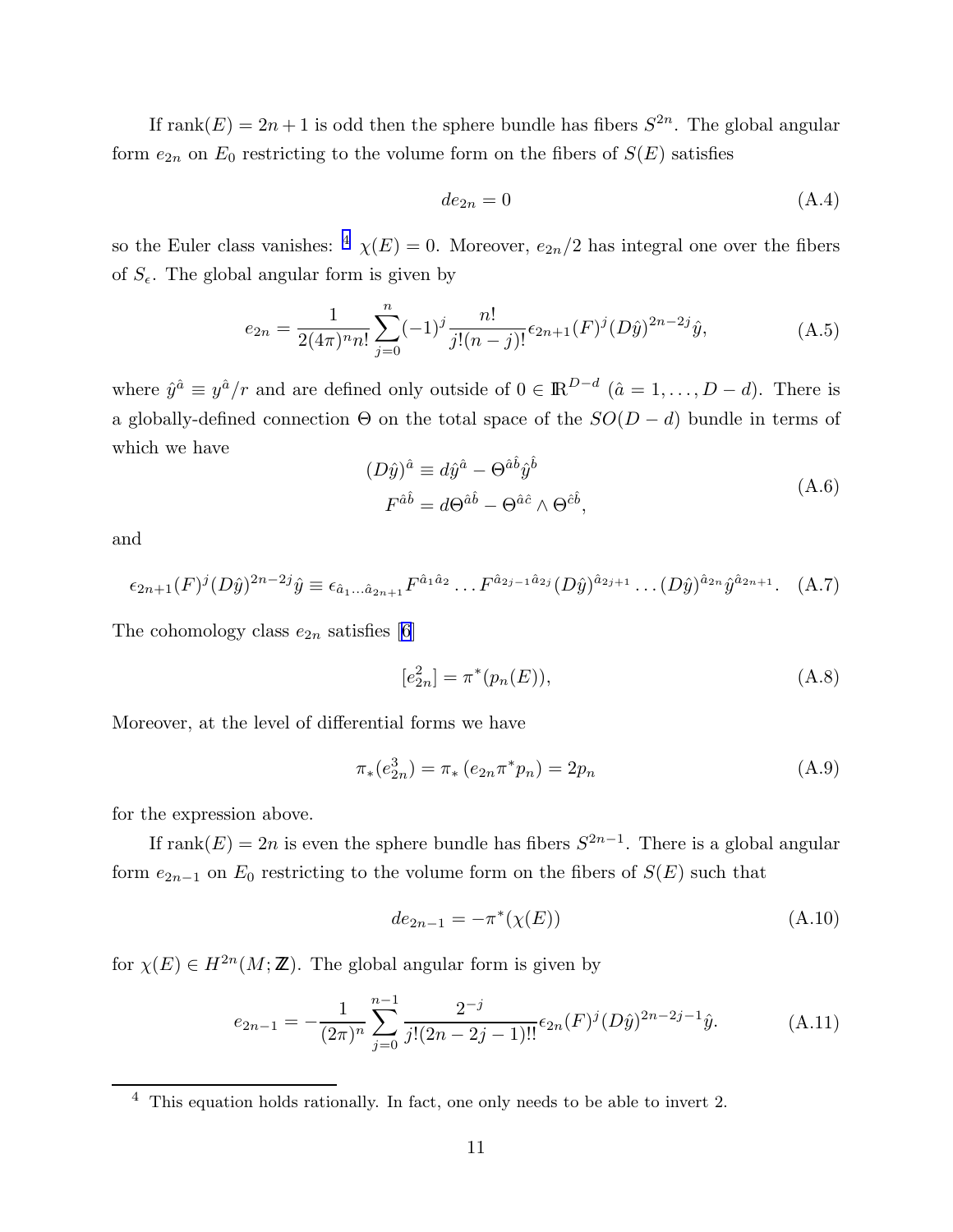If $\text{rank}(E) = 2n+1$ is odd then the sphere bundle has fibers $S^{2n}$. The global angular form $e_{2n}$ on $E_0$ restricting to the volume form on the fibers of $S(E)$ satisfies

$$de_{2n} = 0 \tag{A.4}$$

so the Euler class vanishes: [4] $\chi(E) = 0$. Moreover, $e_{2n}/2$ has integral one over the fibers of $S_\epsilon$. The global angular form is given by

$$e_{2n} = \frac{1}{2(4\pi)^n n!} \sum_{j=0}^{n} (-1)^j \frac{n!}{j!(n-j)!} \epsilon_{2n+1}(F)^j (D\hat{y})^{2n-2j} \hat{y}, \tag{A.5}$$

where $\hat{y}^{\hat{a}} \equiv y^{\hat{a}}/r$ and are defined only outside of $0 \in \mathbb{R}^{D-d}$ ($\hat{a} = 1, \ldots, D-d$). There is a globally-defined connection $\Theta$ on the total space of the $SO(D-d)$ bundle in terms of which we have

$$\begin{aligned} (D\hat{y})^{\hat{a}} &\equiv d\hat{y}^{\hat{a}} - \Theta^{\hat{a}\hat{b}} \hat{y}^{\hat{b}} \\ F^{\hat{a}\hat{b}} &= d\Theta^{\hat{a}\hat{b}} - \Theta^{\hat{a}\hat{c}} \wedge \Theta^{\hat{c}\hat{b}}, \end{aligned} \tag{A.6}$$

and

$$\epsilon_{2n+1}(F)^j (D\hat{y})^{2n-2j} \hat{y} \equiv \epsilon_{\hat{a}_1 \ldots \hat{a}_{2n+1}} F^{\hat{a}_1 \hat{a}_2} \ldots F^{\hat{a}_{2j-1} \hat{a}_{2j}} (D\hat{y})^{\hat{a}_{2j+1}} \ldots (D\hat{y})^{\hat{a}_{2n}} \hat{y}^{\hat{a}_{2n+1}}. \tag{A.7}$$

The cohomology class $e_{2n}$ satisfies [6]

$$[e_{2n}^2] = \pi^*(p_n(E)), \tag{A.8}$$

Moreover, at the level of differential forms we have

$$\pi_*(e_{2n}^3) = \pi_*\left(e_{2n} \pi^* p_n\right) = 2p_n \tag{A.9}$$

for the expression above.

If $\text{rank}(E) = 2n$ is even the sphere bundle has fibers $S^{2n-1}$. There is a global angular form $e_{2n-1}$ on $E_0$ restricting to the volume form on the fibers of $S(E)$ such that

$$de_{2n-1} = -\pi^*(\chi(E)) \tag{A.10}$$

for $\chi(E) \in H^{2n}(M; \mathbb{Z})$. The global angular form is given by

$$e_{2n-1} = -\frac{1}{(2\pi)^n} \sum_{j=0}^{n-1} \frac{2^{-j}}{j!(2n-2j-1)!!} \epsilon_{2n}(F)^j (D\hat{y})^{2n-2j-1} \hat{y}. \tag{A.11}$$

---

[4] This equation holds rationally. In fact, one only needs to be able to invert 2.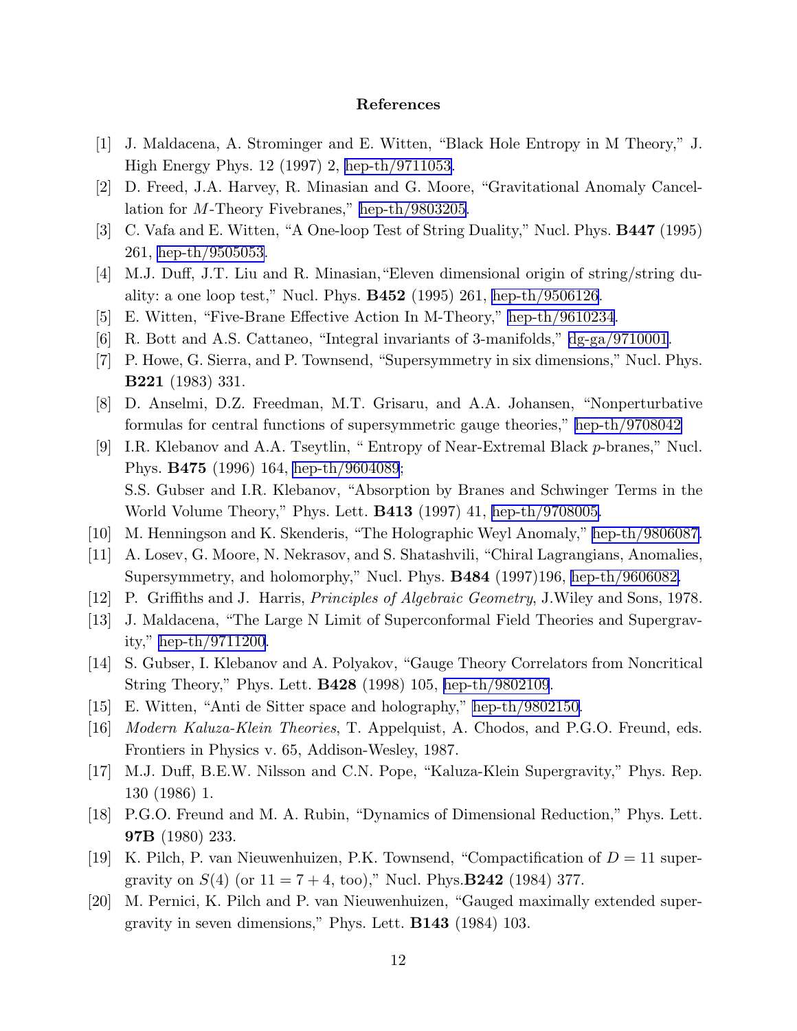## References

[1] J. Maldacena, A. Strominger and E. Witten, "Black Hole Entropy in M Theory," J. High Energy Phys. 12 (1997) 2, hep-th/9711053.

[2] D. Freed, J.A. Harvey, R. Minasian and G. Moore, "Gravitational Anomaly Cancellation for $M$-Theory Fivebranes," hep-th/9803205.

[3] C. Vafa and E. Witten, "A One-loop Test of String Duality," Nucl. Phys. **B447** (1995) 261, hep-th/9505053.

[4] M.J. Duff, J.T. Liu and R. Minasian,"Eleven dimensional origin of string/string duality: a one loop test," Nucl. Phys. **B452** (1995) 261, hep-th/9506126.

[5] E. Witten, "Five-Brane Effective Action In M-Theory," hep-th/9610234.

[6] R. Bott and A.S. Cattaneo, "Integral invariants of 3-manifolds," dg-ga/9710001.

[7] P. Howe, G. Sierra, and P. Townsend, "Supersymmetry in six dimensions," Nucl. Phys. **B221** (1983) 331.

[8] D. Anselmi, D.Z. Freedman, M.T. Grisaru, and A.A. Johansen, "Nonperturbative formulas for central functions of supersymmetric gauge theories," hep-th/9708042

[9] I.R. Klebanov and A.A. Tseytlin, " Entropy of Near-Extremal Black $p$-branes," Nucl. Phys. **B475** (1996) 164, hep-th/9604089;
S.S. Gubser and I.R. Klebanov, "Absorption by Branes and Schwinger Terms in the World Volume Theory," Phys. Lett. **B413** (1997) 41, hep-th/9708005.

[10] M. Henningson and K. Skenderis, "The Holographic Weyl Anomaly," hep-th/9806087.

[11] A. Losev, G. Moore, N. Nekrasov, and S. Shatashvili, "Chiral Lagrangians, Anomalies, Supersymmetry, and holomorphy," Nucl. Phys. **B484** (1997)196, hep-th/9606082.

[12] P. Griffiths and J. Harris, *Principles of Algebraic Geometry*, J.Wiley and Sons, 1978.

[13] J. Maldacena, "The Large N Limit of Superconformal Field Theories and Supergravity," hep-th/9711200.

[14] S. Gubser, I. Klebanov and A. Polyakov, "Gauge Theory Correlators from Noncritical String Theory," Phys. Lett. **B428** (1998) 105, hep-th/9802109.

[15] E. Witten, "Anti de Sitter space and holography," hep-th/9802150.

[16] *Modern Kaluza-Klein Theories*, T. Appelquist, A. Chodos, and P.G.O. Freund, eds. Frontiers in Physics v. 65, Addison-Wesley, 1987.

[17] M.J. Duff, B.E.W. Nilsson and C.N. Pope, "Kaluza-Klein Supergravity," Phys. Rep. 130 (1986) 1.

[18] P.G.O. Freund and M. A. Rubin, "Dynamics of Dimensional Reduction," Phys. Lett. **97B** (1980) 233.

[19] K. Pilch, P. van Nieuwenhuizen, P.K. Townsend, "Compactification of $D = 11$ supergravity on $S(4)$ (or $11 = 7 + 4$, too)," Nucl. Phys.**B242** (1984) 377.

[20] M. Pernici, K. Pilch and P. van Nieuwenhuizen, "Gauged maximally extended supergravity in seven dimensions," Phys. Lett. **B143** (1984) 103.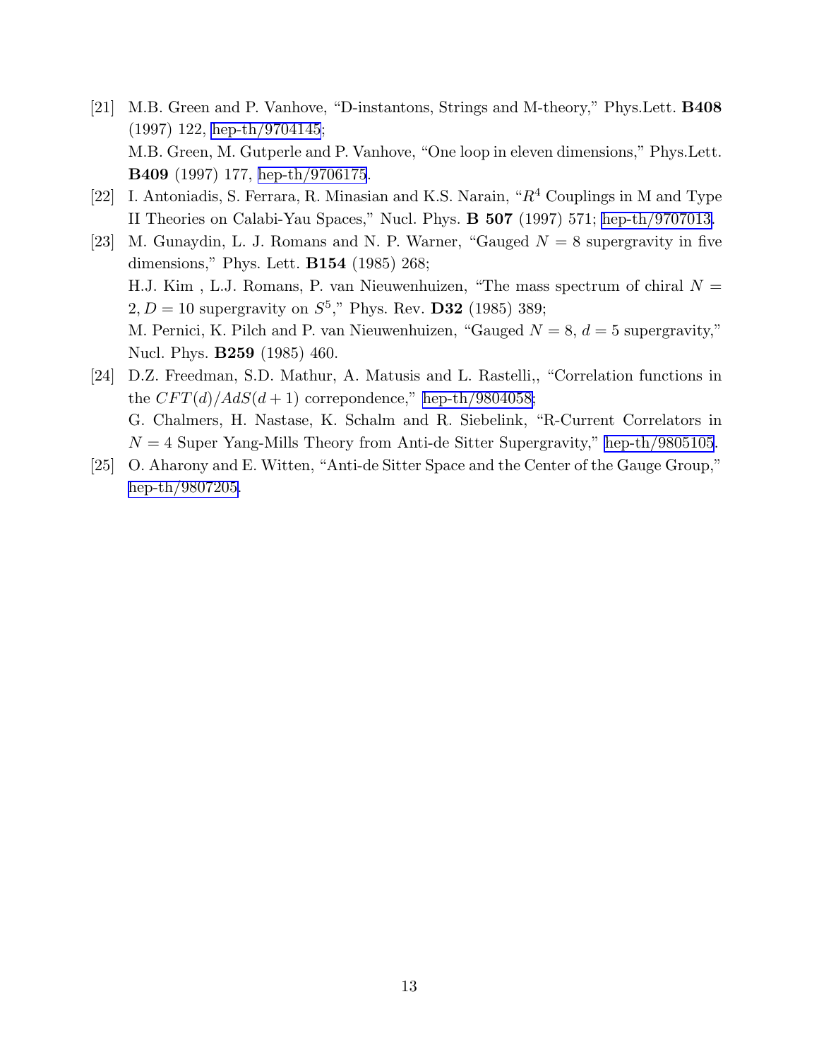[21] M.B. Green and P. Vanhove, "D-instantons, Strings and M-theory," Phys.Lett. **B408** (1997) 122, hep-th/9704145;
M.B. Green, M. Gutperle and P. Vanhove, "One loop in eleven dimensions," Phys.Lett. **B409** (1997) 177, hep-th/9706175.

[22] I. Antoniadis, S. Ferrara, R. Minasian and K.S. Narain, "$R^4$ Couplings in M and Type II Theories on Calabi-Yau Spaces," Nucl. Phys. **B 507** (1997) 571; hep-th/9707013.

[23] M. Gunaydin, L. J. Romans and N. P. Warner, "Gauged $N = 8$ supergravity in five dimensions," Phys. Lett. **B154** (1985) 268;
H.J. Kim , L.J. Romans, P. van Nieuwenhuizen, "The mass spectrum of chiral $N = 2, D = 10$ supergravity on $S^5$," Phys. Rev. **D32** (1985) 389;
M. Pernici, K. Pilch and P. van Nieuwenhuizen, "Gauged $N = 8$, $d = 5$ supergravity," Nucl. Phys. **B259** (1985) 460.

[24] D.Z. Freedman, S.D. Mathur, A. Matusis and L. Rastelli,, "Correlation functions in the $CFT(d)/AdS(d + 1)$ correpondence," hep-th/9804058;
G. Chalmers, H. Nastase, K. Schalm and R. Siebelink, "R-Current Correlators in $N = 4$ Super Yang-Mills Theory from Anti-de Sitter Supergravity," hep-th/9805105.

[25] O. Aharony and E. Witten, "Anti-de Sitter Space and the Center of the Gauge Group," hep-th/9807205.